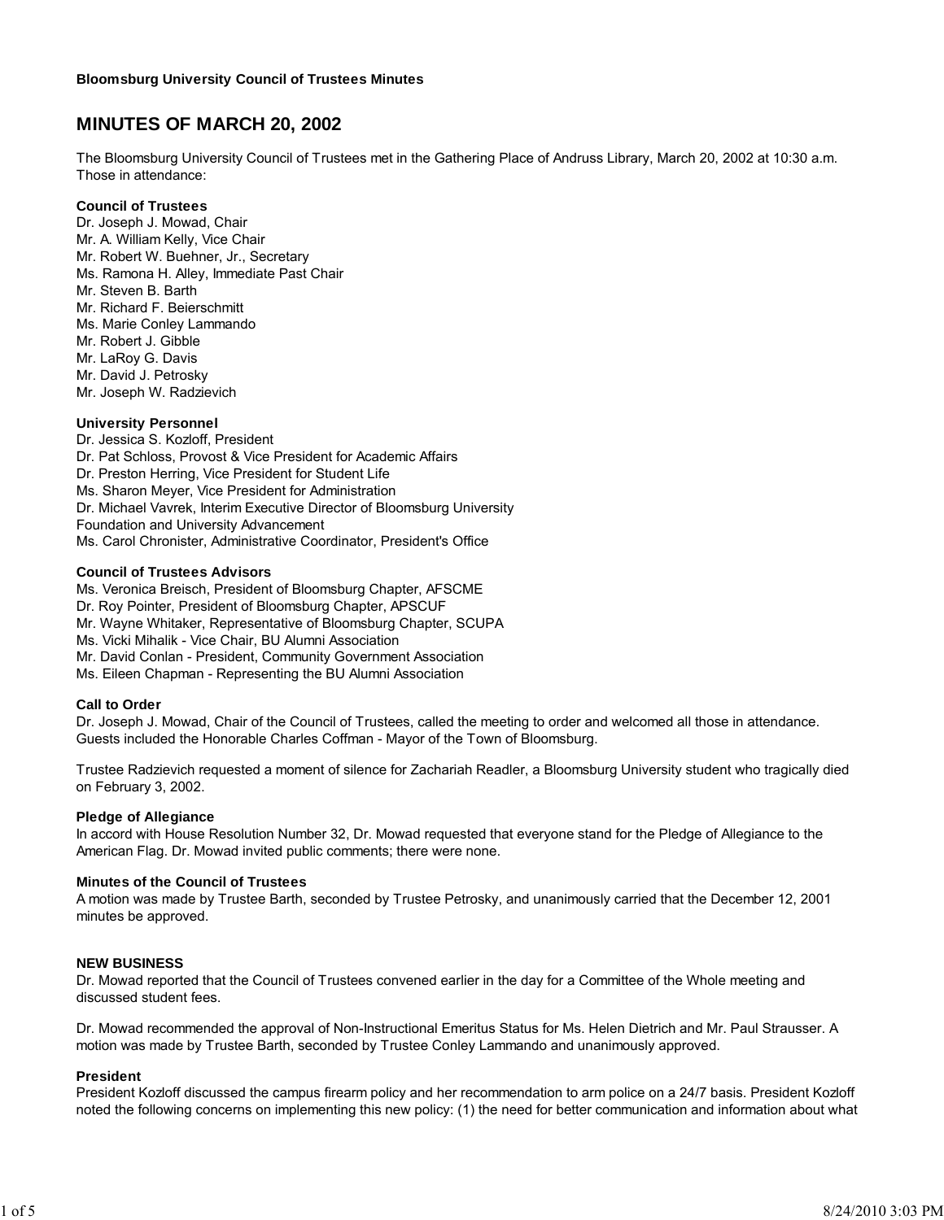**Bloomsburg University Council of Trustees Minutes**

# MINUTES OF MARCH 20, 2002

The Bloomsburg University Council of Trustees met in the Gathering Place of Andruss Library, March 20, 2002 at 10:30 a.m. Those in attendance:

**Council of Trustees**
Dr. Joseph J. Mowad, Chair
Mr. A. William Kelly, Vice Chair
Mr. Robert W. Buehner, Jr., Secretary
Ms. Ramona H. Alley, Immediate Past Chair
Mr. Steven B. Barth
Mr. Richard F. Beierschmitt
Ms. Marie Conley Lammando
Mr. Robert J. Gibble
Mr. LaRoy G. Davis
Mr. David J. Petrosky
Mr. Joseph W. Radzievich

**University Personnel**
Dr. Jessica S. Kozloff, President
Dr. Pat Schloss, Provost & Vice President for Academic Affairs
Dr. Preston Herring, Vice President for Student Life
Ms. Sharon Meyer, Vice President for Administration
Dr. Michael Vavrek, Interim Executive Director of Bloomsburg University Foundation and University Advancement
Ms. Carol Chronister, Administrative Coordinator, President's Office

**Council of Trustees Advisors**
Ms. Veronica Breisch, President of Bloomsburg Chapter, AFSCME
Dr. Roy Pointer, President of Bloomsburg Chapter, APSCUF
Mr. Wayne Whitaker, Representative of Bloomsburg Chapter, SCUPA
Ms. Vicki Mihalik - Vice Chair, BU Alumni Association
Mr. David Conlan - President, Community Government Association
Ms. Eileen Chapman - Representing the BU Alumni Association

**Call to Order**
Dr. Joseph J. Mowad, Chair of the Council of Trustees, called the meeting to order and welcomed all those in attendance. Guests included the Honorable Charles Coffman - Mayor of the Town of Bloomsburg.

Trustee Radzievich requested a moment of silence for Zachariah Readler, a Bloomsburg University student who tragically died on February 3, 2002.

**Pledge of Allegiance**
In accord with House Resolution Number 32, Dr. Mowad requested that everyone stand for the Pledge of Allegiance to the American Flag. Dr. Mowad invited public comments; there were none.

**Minutes of the Council of Trustees**
A motion was made by Trustee Barth, seconded by Trustee Petrosky, and unanimously carried that the December 12, 2001 minutes be approved.

**NEW BUSINESS**
Dr. Mowad reported that the Council of Trustees convened earlier in the day for a Committee of the Whole meeting and discussed student fees.

Dr. Mowad recommended the approval of Non-Instructional Emeritus Status for Ms. Helen Dietrich and Mr. Paul Strausser. A motion was made by Trustee Barth, seconded by Trustee Conley Lammando and unanimously approved.

**President**
President Kozloff discussed the campus firearm policy and her recommendation to arm police on a 24/7 basis. President Kozloff noted the following concerns on implementing this new policy: (1) the need for better communication and information about what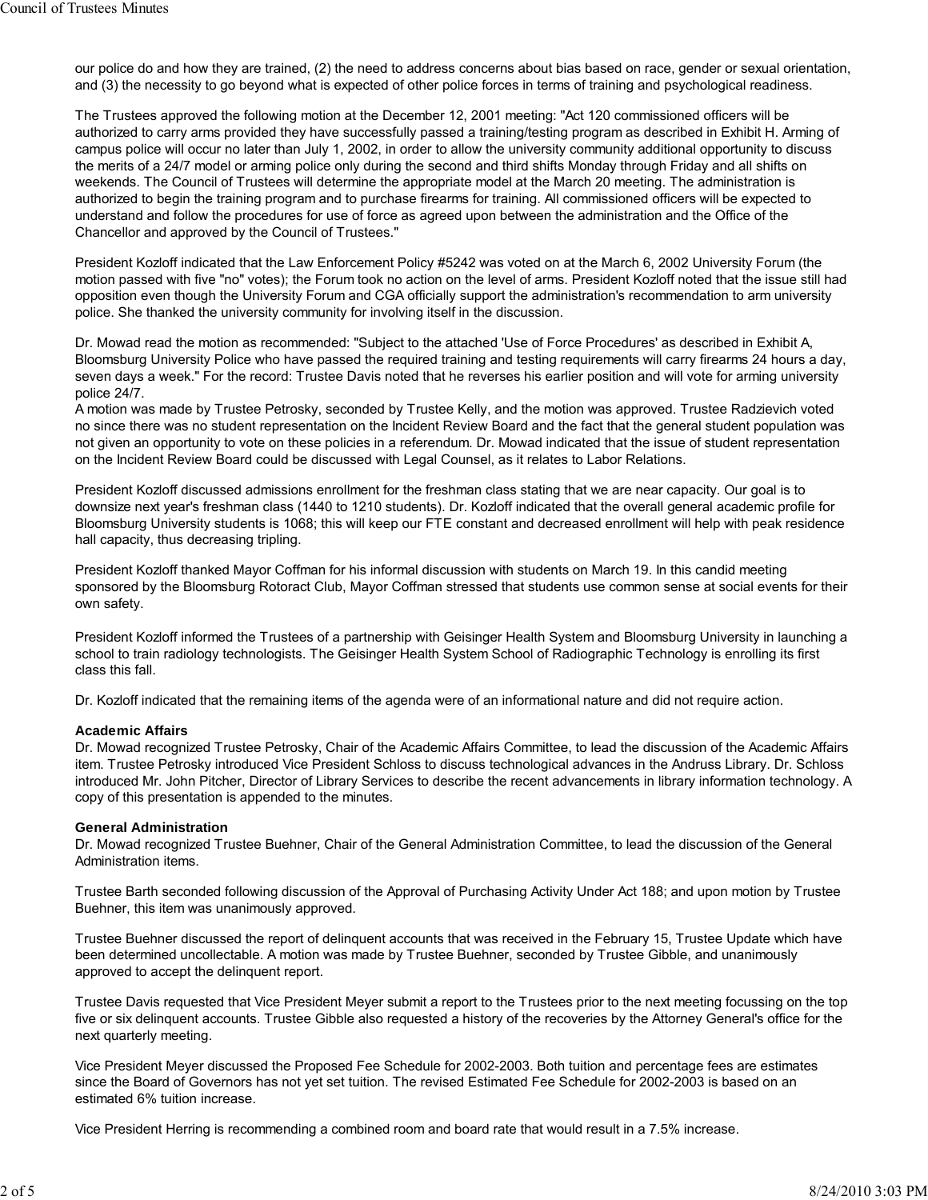our police do and how they are trained, (2) the need to address concerns about bias based on race, gender or sexual orientation, and (3) the necessity to go beyond what is expected of other police forces in terms of training and psychological readiness.

The Trustees approved the following motion at the December 12, 2001 meeting: "Act 120 commissioned officers will be authorized to carry arms provided they have successfully passed a training/testing program as described in Exhibit H. Arming of campus police will occur no later than July 1, 2002, in order to allow the university community additional opportunity to discuss the merits of a 24/7 model or arming police only during the second and third shifts Monday through Friday and all shifts on weekends. The Council of Trustees will determine the appropriate model at the March 20 meeting. The administration is authorized to begin the training program and to purchase firearms for training. All commissioned officers will be expected to understand and follow the procedures for use of force as agreed upon between the administration and the Office of the Chancellor and approved by the Council of Trustees."

President Kozloff indicated that the Law Enforcement Policy #5242 was voted on at the March 6, 2002 University Forum (the motion passed with five "no" votes); the Forum took no action on the level of arms. President Kozloff noted that the issue still had opposition even though the University Forum and CGA officially support the administration's recommendation to arm university police. She thanked the university community for involving itself in the discussion.

Dr. Mowad read the motion as recommended: "Subject to the attached 'Use of Force Procedures' as described in Exhibit A, Bloomsburg University Police who have passed the required training and testing requirements will carry firearms 24 hours a day, seven days a week." For the record: Trustee Davis noted that he reverses his earlier position and will vote for arming university police 24/7.
A motion was made by Trustee Petrosky, seconded by Trustee Kelly, and the motion was approved. Trustee Radzievich voted no since there was no student representation on the Incident Review Board and the fact that the general student population was not given an opportunity to vote on these policies in a referendum. Dr. Mowad indicated that the issue of student representation on the Incident Review Board could be discussed with Legal Counsel, as it relates to Labor Relations.

President Kozloff discussed admissions enrollment for the freshman class stating that we are near capacity. Our goal is to downsize next year's freshman class (1440 to 1210 students). Dr. Kozloff indicated that the overall general academic profile for Bloomsburg University students is 1068; this will keep our FTE constant and decreased enrollment will help with peak residence hall capacity, thus decreasing tripling.

President Kozloff thanked Mayor Coffman for his informal discussion with students on March 19. In this candid meeting sponsored by the Bloomsburg Rotoract Club, Mayor Coffman stressed that students use common sense at social events for their own safety.

President Kozloff informed the Trustees of a partnership with Geisinger Health System and Bloomsburg University in launching a school to train radiology technologists. The Geisinger Health System School of Radiographic Technology is enrolling its first class this fall.

Dr. Kozloff indicated that the remaining items of the agenda were of an informational nature and did not require action.

**Academic Affairs**
Dr. Mowad recognized Trustee Petrosky, Chair of the Academic Affairs Committee, to lead the discussion of the Academic Affairs item. Trustee Petrosky introduced Vice President Schloss to discuss technological advances in the Andruss Library. Dr. Schloss introduced Mr. John Pitcher, Director of Library Services to describe the recent advancements in library information technology. A copy of this presentation is appended to the minutes.

**General Administration**
Dr. Mowad recognized Trustee Buehner, Chair of the General Administration Committee, to lead the discussion of the General Administration items.

Trustee Barth seconded following discussion of the Approval of Purchasing Activity Under Act 188; and upon motion by Trustee Buehner, this item was unanimously approved.

Trustee Buehner discussed the report of delinquent accounts that was received in the February 15, Trustee Update which have been determined uncollectable. A motion was made by Trustee Buehner, seconded by Trustee Gibble, and unanimously approved to accept the delinquent report.

Trustee Davis requested that Vice President Meyer submit a report to the Trustees prior to the next meeting focussing on the top five or six delinquent accounts. Trustee Gibble also requested a history of the recoveries by the Attorney General's office for the next quarterly meeting.

Vice President Meyer discussed the Proposed Fee Schedule for 2002-2003. Both tuition and percentage fees are estimates since the Board of Governors has not yet set tuition. The revised Estimated Fee Schedule for 2002-2003 is based on an estimated 6% tuition increase.

Vice President Herring is recommending a combined room and board rate that would result in a 7.5% increase.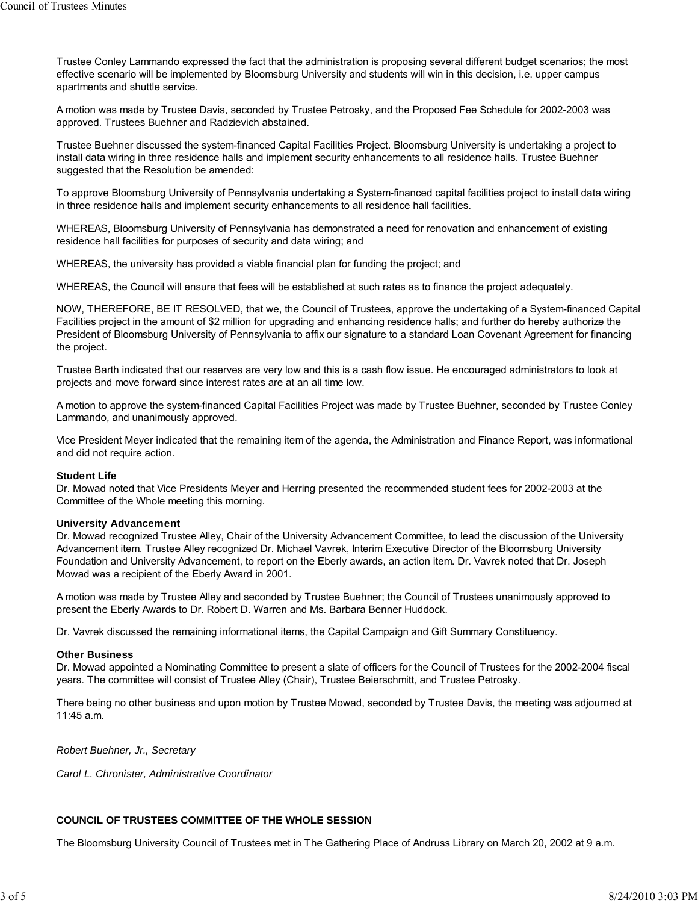Trustee Conley Lammando expressed the fact that the administration is proposing several different budget scenarios; the most effective scenario will be implemented by Bloomsburg University and students will win in this decision, i.e. upper campus apartments and shuttle service.

A motion was made by Trustee Davis, seconded by Trustee Petrosky, and the Proposed Fee Schedule for 2002-2003 was approved. Trustees Buehner and Radzievich abstained.

Trustee Buehner discussed the system-financed Capital Facilities Project. Bloomsburg University is undertaking a project to install data wiring in three residence halls and implement security enhancements to all residence halls. Trustee Buehner suggested that the Resolution be amended:

To approve Bloomsburg University of Pennsylvania undertaking a System-financed capital facilities project to install data wiring in three residence halls and implement security enhancements to all residence hall facilities.

WHEREAS, Bloomsburg University of Pennsylvania has demonstrated a need for renovation and enhancement of existing residence hall facilities for purposes of security and data wiring; and

WHEREAS, the university has provided a viable financial plan for funding the project; and

WHEREAS, the Council will ensure that fees will be established at such rates as to finance the project adequately.

NOW, THEREFORE, BE IT RESOLVED, that we, the Council of Trustees, approve the undertaking of a System-financed Capital Facilities project in the amount of $2 million for upgrading and enhancing residence halls; and further do hereby authorize the President of Bloomsburg University of Pennsylvania to affix our signature to a standard Loan Covenant Agreement for financing the project.

Trustee Barth indicated that our reserves are very low and this is a cash flow issue. He encouraged administrators to look at projects and move forward since interest rates are at an all time low.

A motion to approve the system-financed Capital Facilities Project was made by Trustee Buehner, seconded by Trustee Conley Lammando, and unanimously approved.

Vice President Meyer indicated that the remaining item of the agenda, the Administration and Finance Report, was informational and did not require action.

**Student Life**
Dr. Mowad noted that Vice Presidents Meyer and Herring presented the recommended student fees for 2002-2003 at the Committee of the Whole meeting this morning.

**University Advancement**
Dr. Mowad recognized Trustee Alley, Chair of the University Advancement Committee, to lead the discussion of the University Advancement item. Trustee Alley recognized Dr. Michael Vavrek, Interim Executive Director of the Bloomsburg University Foundation and University Advancement, to report on the Eberly awards, an action item. Dr. Vavrek noted that Dr. Joseph Mowad was a recipient of the Eberly Award in 2001.

A motion was made by Trustee Alley and seconded by Trustee Buehner; the Council of Trustees unanimously approved to present the Eberly Awards to Dr. Robert D. Warren and Ms. Barbara Benner Huddock.

Dr. Vavrek discussed the remaining informational items, the Capital Campaign and Gift Summary Constituency.

**Other Business**
Dr. Mowad appointed a Nominating Committee to present a slate of officers for the Council of Trustees for the 2002-2004 fiscal years. The committee will consist of Trustee Alley (Chair), Trustee Beierschmitt, and Trustee Petrosky.

There being no other business and upon motion by Trustee Mowad, seconded by Trustee Davis, the meeting was adjourned at 11:45 a.m.

*Robert Buehner, Jr., Secretary*

*Carol L. Chronister, Administrative Coordinator*

## COUNCIL OF TRUSTEES COMMITTEE OF THE WHOLE SESSION

The Bloomsburg University Council of Trustees met in The Gathering Place of Andruss Library on March 20, 2002 at 9 a.m.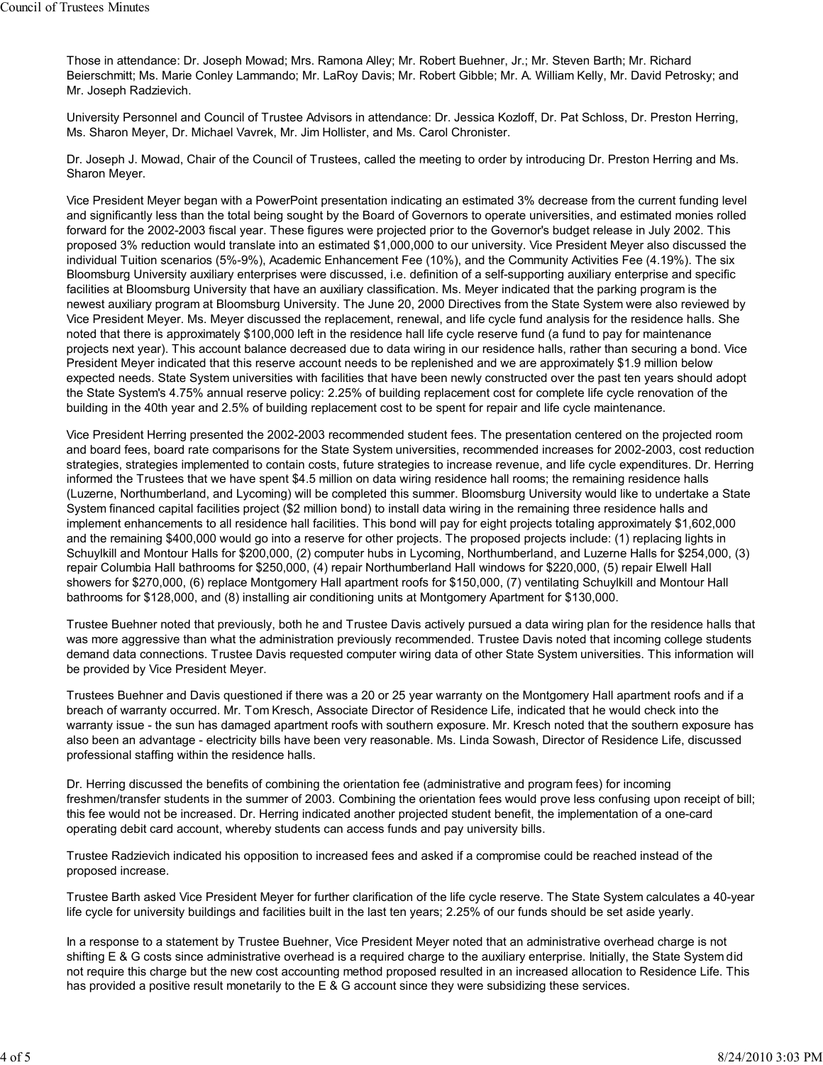Those in attendance: Dr. Joseph Mowad; Mrs. Ramona Alley; Mr. Robert Buehner, Jr.; Mr. Steven Barth; Mr. Richard Beierschmitt; Ms. Marie Conley Lammando; Mr. LaRoy Davis; Mr. Robert Gibble; Mr. A. William Kelly, Mr. David Petrosky; and Mr. Joseph Radzievich.

University Personnel and Council of Trustee Advisors in attendance: Dr. Jessica Kozloff, Dr. Pat Schloss, Dr. Preston Herring, Ms. Sharon Meyer, Dr. Michael Vavrek, Mr. Jim Hollister, and Ms. Carol Chronister.

Dr. Joseph J. Mowad, Chair of the Council of Trustees, called the meeting to order by introducing Dr. Preston Herring and Ms. Sharon Meyer.

Vice President Meyer began with a PowerPoint presentation indicating an estimated 3% decrease from the current funding level and significantly less than the total being sought by the Board of Governors to operate universities, and estimated monies rolled forward for the 2002-2003 fiscal year. These figures were projected prior to the Governor's budget release in July 2002. This proposed 3% reduction would translate into an estimated $1,000,000 to our university. Vice President Meyer also discussed the individual Tuition scenarios (5%-9%), Academic Enhancement Fee (10%), and the Community Activities Fee (4.19%). The six Bloomsburg University auxiliary enterprises were discussed, i.e. definition of a self-supporting auxiliary enterprise and specific facilities at Bloomsburg University that have an auxiliary classification. Ms. Meyer indicated that the parking program is the newest auxiliary program at Bloomsburg University. The June 20, 2000 Directives from the State System were also reviewed by Vice President Meyer. Ms. Meyer discussed the replacement, renewal, and life cycle fund analysis for the residence halls. She noted that there is approximately $100,000 left in the residence hall life cycle reserve fund (a fund to pay for maintenance projects next year). This account balance decreased due to data wiring in our residence halls, rather than securing a bond. Vice President Meyer indicated that this reserve account needs to be replenished and we are approximately $1.9 million below expected needs. State System universities with facilities that have been newly constructed over the past ten years should adopt the State System's 4.75% annual reserve policy: 2.25% of building replacement cost for complete life cycle renovation of the building in the 40th year and 2.5% of building replacement cost to be spent for repair and life cycle maintenance.

Vice President Herring presented the 2002-2003 recommended student fees. The presentation centered on the projected room and board fees, board rate comparisons for the State System universities, recommended increases for 2002-2003, cost reduction strategies, strategies implemented to contain costs, future strategies to increase revenue, and life cycle expenditures. Dr. Herring informed the Trustees that we have spent $4.5 million on data wiring residence hall rooms; the remaining residence halls (Luzerne, Northumberland, and Lycoming) will be completed this summer. Bloomsburg University would like to undertake a State System financed capital facilities project ($2 million bond) to install data wiring in the remaining three residence halls and implement enhancements to all residence hall facilities. This bond will pay for eight projects totaling approximately $1,602,000 and the remaining $400,000 would go into a reserve for other projects. The proposed projects include: (1) replacing lights in Schuylkill and Montour Halls for $200,000, (2) computer hubs in Lycoming, Northumberland, and Luzerne Halls for $254,000, (3) repair Columbia Hall bathrooms for $250,000, (4) repair Northumberland Hall windows for $220,000, (5) repair Elwell Hall showers for $270,000, (6) replace Montgomery Hall apartment roofs for $150,000, (7) ventilating Schuylkill and Montour Hall bathrooms for $128,000, and (8) installing air conditioning units at Montgomery Apartment for $130,000.

Trustee Buehner noted that previously, both he and Trustee Davis actively pursued a data wiring plan for the residence halls that was more aggressive than what the administration previously recommended. Trustee Davis noted that incoming college students demand data connections. Trustee Davis requested computer wiring data of other State System universities. This information will be provided by Vice President Meyer.

Trustees Buehner and Davis questioned if there was a 20 or 25 year warranty on the Montgomery Hall apartment roofs and if a breach of warranty occurred. Mr. Tom Kresch, Associate Director of Residence Life, indicated that he would check into the warranty issue - the sun has damaged apartment roofs with southern exposure. Mr. Kresch noted that the southern exposure has also been an advantage - electricity bills have been very reasonable. Ms. Linda Sowash, Director of Residence Life, discussed professional staffing within the residence halls.

Dr. Herring discussed the benefits of combining the orientation fee (administrative and program fees) for incoming freshmen/transfer students in the summer of 2003. Combining the orientation fees would prove less confusing upon receipt of bill; this fee would not be increased. Dr. Herring indicated another projected student benefit, the implementation of a one-card operating debit card account, whereby students can access funds and pay university bills.

Trustee Radzievich indicated his opposition to increased fees and asked if a compromise could be reached instead of the proposed increase.

Trustee Barth asked Vice President Meyer for further clarification of the life cycle reserve. The State System calculates a 40-year life cycle for university buildings and facilities built in the last ten years; 2.25% of our funds should be set aside yearly.

In a response to a statement by Trustee Buehner, Vice President Meyer noted that an administrative overhead charge is not shifting E & G costs since administrative overhead is a required charge to the auxiliary enterprise. Initially, the State System did not require this charge but the new cost accounting method proposed resulted in an increased allocation to Residence Life. This has provided a positive result monetarily to the E & G account since they were subsidizing these services.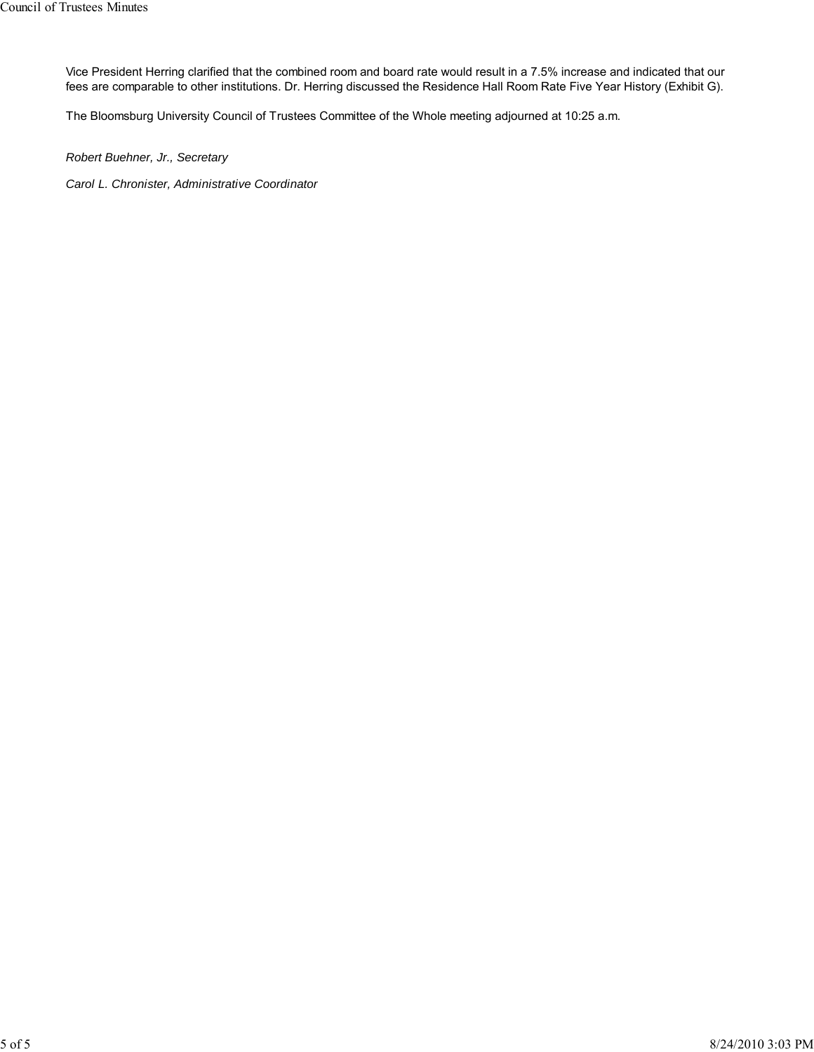Vice President Herring clarified that the combined room and board rate would result in a 7.5% increase and indicated that our fees are comparable to other institutions. Dr. Herring discussed the Residence Hall Room Rate Five Year History (Exhibit G).

The Bloomsburg University Council of Trustees Committee of the Whole meeting adjourned at 10:25 a.m.

*Robert Buehner, Jr., Secretary*

*Carol L. Chronister, Administrative Coordinator*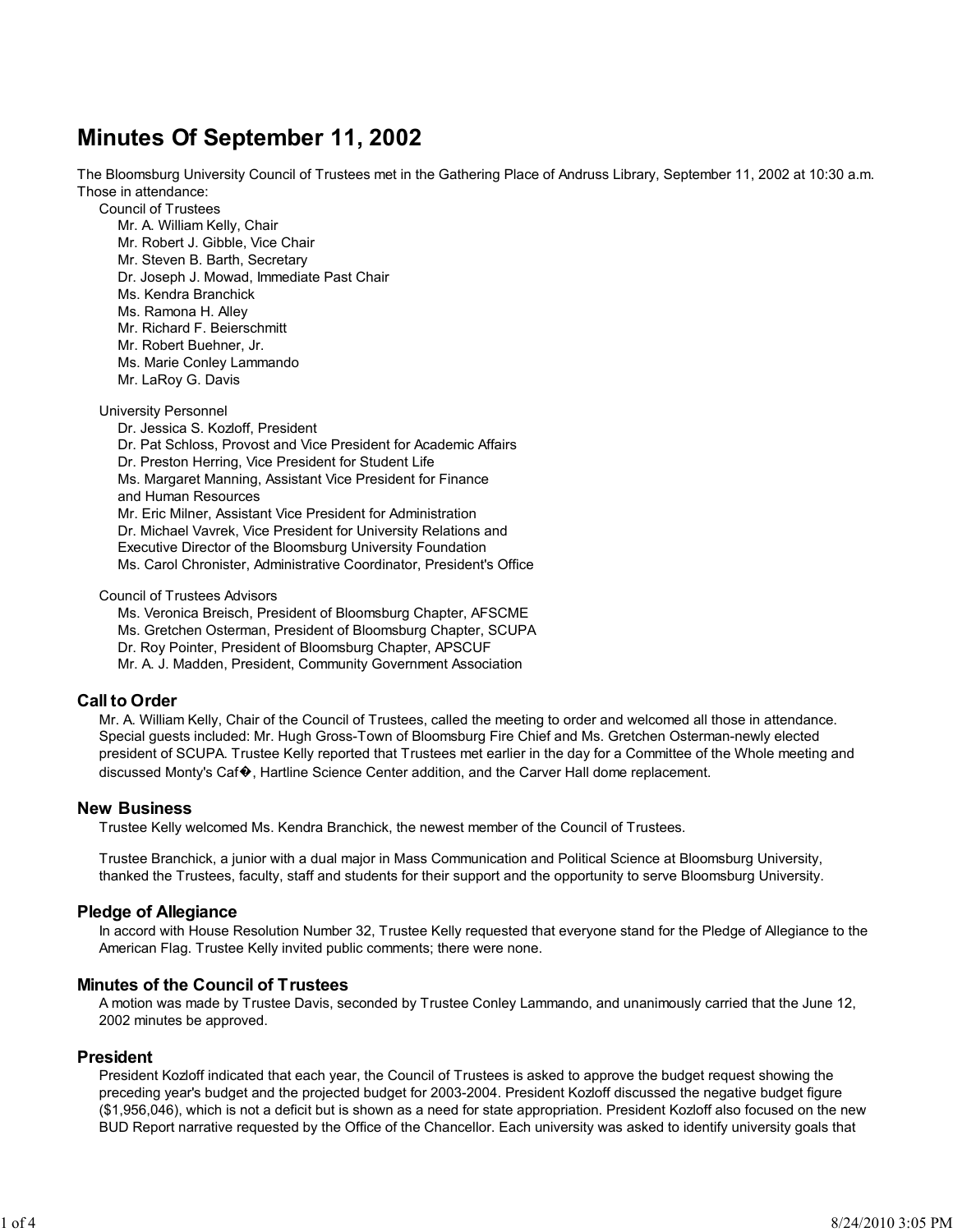# Minutes Of September 11, 2002

The Bloomsburg University Council of Trustees met in the Gathering Place of Andruss Library, September 11, 2002 at 10:30 a.m. Those in attendance:

Council of Trustees

- Mr. A. William Kelly, Chair
- Mr. Robert J. Gibble, Vice Chair
- Mr. Steven B. Barth, Secretary
- Dr. Joseph J. Mowad, Immediate Past Chair
- Ms. Kendra Branchick
- Ms. Ramona H. Alley
- Mr. Richard F. Beierschmitt
- Mr. Robert Buehner, Jr.
- Ms. Marie Conley Lammando
- Mr. LaRoy G. Davis

University Personnel

- Dr. Jessica S. Kozloff, President
- Dr. Pat Schloss, Provost and Vice President for Academic Affairs
- Dr. Preston Herring, Vice President for Student Life
- Ms. Margaret Manning, Assistant Vice President for Finance and Human Resources
- Mr. Eric Milner, Assistant Vice President for Administration
- Dr. Michael Vavrek, Vice President for University Relations and Executive Director of the Bloomsburg University Foundation
- Ms. Carol Chronister, Administrative Coordinator, President's Office

Council of Trustees Advisors

- Ms. Veronica Breisch, President of Bloomsburg Chapter, AFSCME
- Ms. Gretchen Osterman, President of Bloomsburg Chapter, SCUPA
- Dr. Roy Pointer, President of Bloomsburg Chapter, APSCUF
- Mr. A. J. Madden, President, Community Government Association

## Call to Order

Mr. A. William Kelly, Chair of the Council of Trustees, called the meeting to order and welcomed all those in attendance. Special guests included: Mr. Hugh Gross-Town of Bloomsburg Fire Chief and Ms. Gretchen Osterman-newly elected president of SCUPA. Trustee Kelly reported that Trustees met earlier in the day for a Committee of the Whole meeting and discussed Monty's Caf�, Hartline Science Center addition, and the Carver Hall dome replacement.

## New Business

Trustee Kelly welcomed Ms. Kendra Branchick, the newest member of the Council of Trustees.

Trustee Branchick, a junior with a dual major in Mass Communication and Political Science at Bloomsburg University, thanked the Trustees, faculty, staff and students for their support and the opportunity to serve Bloomsburg University.

## Pledge of Allegiance

In accord with House Resolution Number 32, Trustee Kelly requested that everyone stand for the Pledge of Allegiance to the American Flag. Trustee Kelly invited public comments; there were none.

## Minutes of the Council of Trustees

A motion was made by Trustee Davis, seconded by Trustee Conley Lammando, and unanimously carried that the June 12, 2002 minutes be approved.

## President

President Kozloff indicated that each year, the Council of Trustees is asked to approve the budget request showing the preceding year's budget and the projected budget for 2003-2004. President Kozloff discussed the negative budget figure ($1,956,046), which is not a deficit but is shown as a need for state appropriation. President Kozloff also focused on the new BUD Report narrative requested by the Office of the Chancellor. Each university was asked to identify university goals that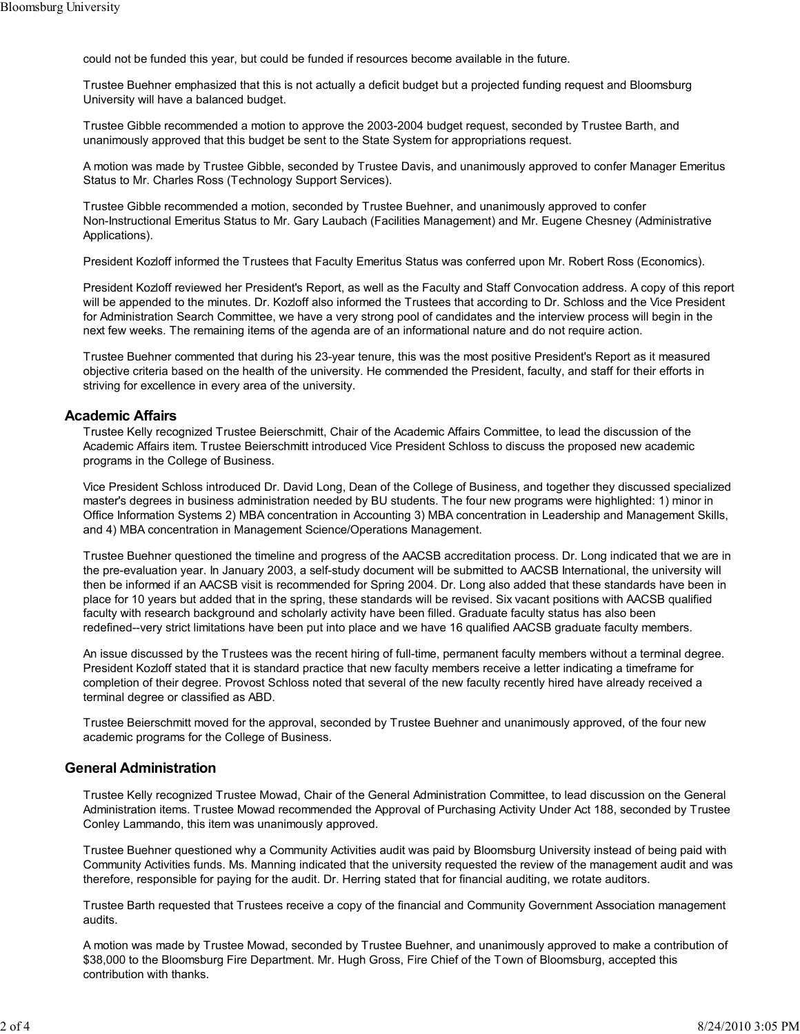could not be funded this year, but could be funded if resources become available in the future.

Trustee Buehner emphasized that this is not actually a deficit budget but a projected funding request and Bloomsburg University will have a balanced budget.

Trustee Gibble recommended a motion to approve the 2003-2004 budget request, seconded by Trustee Barth, and unanimously approved that this budget be sent to the State System for appropriations request.

A motion was made by Trustee Gibble, seconded by Trustee Davis, and unanimously approved to confer Manager Emeritus Status to Mr. Charles Ross (Technology Support Services).

Trustee Gibble recommended a motion, seconded by Trustee Buehner, and unanimously approved to confer Non-Instructional Emeritus Status to Mr. Gary Laubach (Facilities Management) and Mr. Eugene Chesney (Administrative Applications).

President Kozloff informed the Trustees that Faculty Emeritus Status was conferred upon Mr. Robert Ross (Economics).

President Kozloff reviewed her President's Report, as well as the Faculty and Staff Convocation address. A copy of this report will be appended to the minutes. Dr. Kozloff also informed the Trustees that according to Dr. Schloss and the Vice President for Administration Search Committee, we have a very strong pool of candidates and the interview process will begin in the next few weeks. The remaining items of the agenda are of an informational nature and do not require action.

Trustee Buehner commented that during his 23-year tenure, this was the most positive President's Report as it measured objective criteria based on the health of the university. He commended the President, faculty, and staff for their efforts in striving for excellence in every area of the university.

## Academic Affairs

Trustee Kelly recognized Trustee Beierschmitt, Chair of the Academic Affairs Committee, to lead the discussion of the Academic Affairs item. Trustee Beierschmitt introduced Vice President Schloss to discuss the proposed new academic programs in the College of Business.

Vice President Schloss introduced Dr. David Long, Dean of the College of Business, and together they discussed specialized master's degrees in business administration needed by BU students. The four new programs were highlighted: 1) minor in Office Information Systems 2) MBA concentration in Accounting 3) MBA concentration in Leadership and Management Skills, and 4) MBA concentration in Management Science/Operations Management.

Trustee Buehner questioned the timeline and progress of the AACSB accreditation process. Dr. Long indicated that we are in the pre-evaluation year. In January 2003, a self-study document will be submitted to AACSB International, the university will then be informed if an AACSB visit is recommended for Spring 2004. Dr. Long also added that these standards have been in place for 10 years but added that in the spring, these standards will be revised. Six vacant positions with AACSB qualified faculty with research background and scholarly activity have been filled. Graduate faculty status has also been redefined--very strict limitations have been put into place and we have 16 qualified AACSB graduate faculty members.

An issue discussed by the Trustees was the recent hiring of full-time, permanent faculty members without a terminal degree. President Kozloff stated that it is standard practice that new faculty members receive a letter indicating a timeframe for completion of their degree. Provost Schloss noted that several of the new faculty recently hired have already received a terminal degree or classified as ABD.

Trustee Beierschmitt moved for the approval, seconded by Trustee Buehner and unanimously approved, of the four new academic programs for the College of Business.

## General Administration

Trustee Kelly recognized Trustee Mowad, Chair of the General Administration Committee, to lead discussion on the General Administration items. Trustee Mowad recommended the Approval of Purchasing Activity Under Act 188, seconded by Trustee Conley Lammando, this item was unanimously approved.

Trustee Buehner questioned why a Community Activities audit was paid by Bloomsburg University instead of being paid with Community Activities funds. Ms. Manning indicated that the university requested the review of the management audit and was therefore, responsible for paying for the audit. Dr. Herring stated that for financial auditing, we rotate auditors.

Trustee Barth requested that Trustees receive a copy of the financial and Community Government Association management audits.

A motion was made by Trustee Mowad, seconded by Trustee Buehner, and unanimously approved to make a contribution of $38,000 to the Bloomsburg Fire Department. Mr. Hugh Gross, Fire Chief of the Town of Bloomsburg, accepted this contribution with thanks.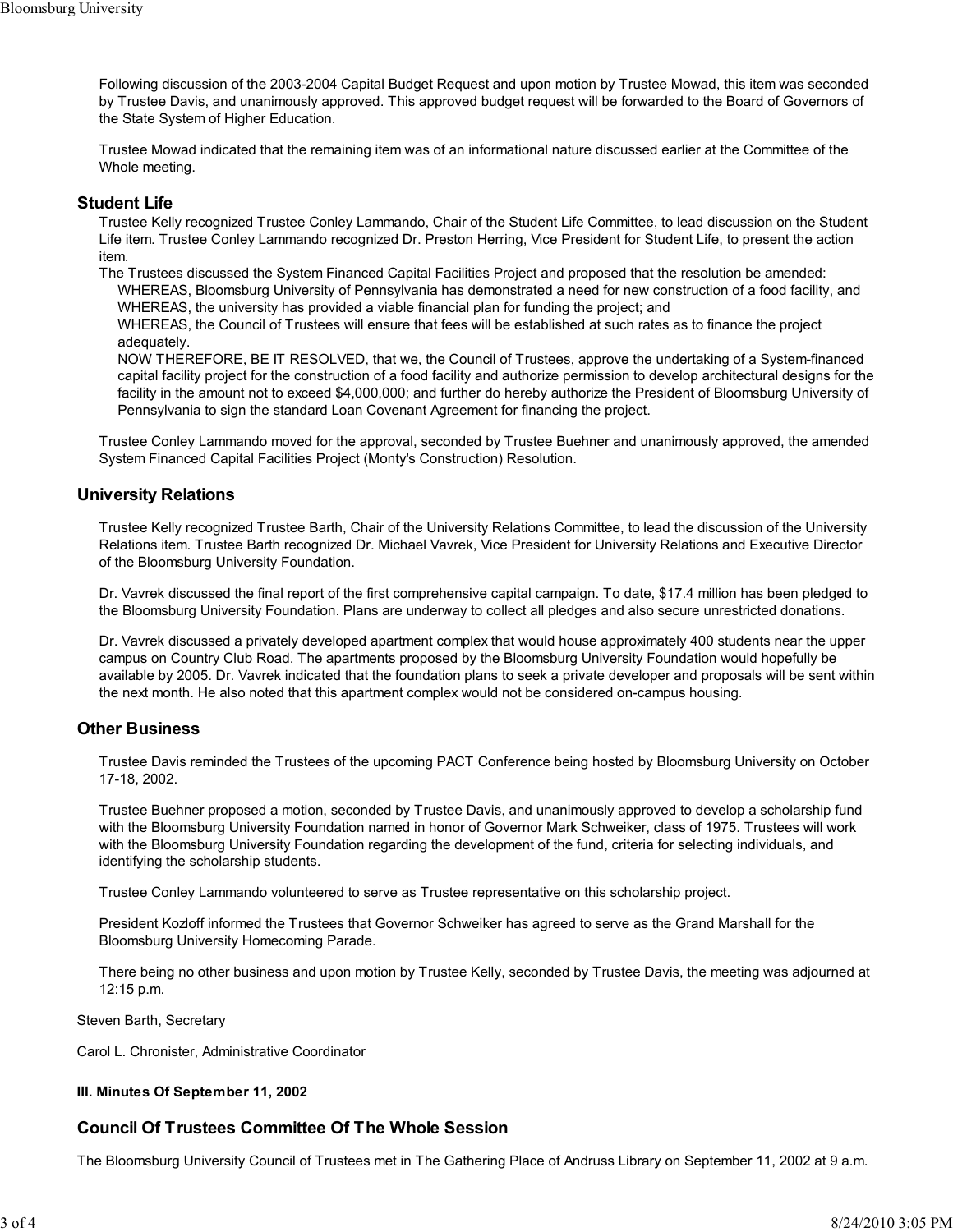Following discussion of the 2003-2004 Capital Budget Request and upon motion by Trustee Mowad, this item was seconded by Trustee Davis, and unanimously approved. This approved budget request will be forwarded to the Board of Governors of the State System of Higher Education.

Trustee Mowad indicated that the remaining item was of an informational nature discussed earlier at the Committee of the Whole meeting.

## Student Life

Trustee Kelly recognized Trustee Conley Lammando, Chair of the Student Life Committee, to lead discussion on the Student Life item. Trustee Conley Lammando recognized Dr. Preston Herring, Vice President for Student Life, to present the action item.

The Trustees discussed the System Financed Capital Facilities Project and proposed that the resolution be amended:

WHEREAS, Bloomsburg University of Pennsylvania has demonstrated a need for new construction of a food facility, and WHEREAS, the university has provided a viable financial plan for funding the project; and

WHEREAS, the Council of Trustees will ensure that fees will be established at such rates as to finance the project adequately.

NOW THEREFORE, BE IT RESOLVED, that we, the Council of Trustees, approve the undertaking of a System-financed capital facility project for the construction of a food facility and authorize permission to develop architectural designs for the facility in the amount not to exceed $4,000,000; and further do hereby authorize the President of Bloomsburg University of Pennsylvania to sign the standard Loan Covenant Agreement for financing the project.

Trustee Conley Lammando moved for the approval, seconded by Trustee Buehner and unanimously approved, the amended System Financed Capital Facilities Project (Monty's Construction) Resolution.

## University Relations

Trustee Kelly recognized Trustee Barth, Chair of the University Relations Committee, to lead the discussion of the University Relations item. Trustee Barth recognized Dr. Michael Vavrek, Vice President for University Relations and Executive Director of the Bloomsburg University Foundation.

Dr. Vavrek discussed the final report of the first comprehensive capital campaign. To date, $17.4 million has been pledged to the Bloomsburg University Foundation. Plans are underway to collect all pledges and also secure unrestricted donations.

Dr. Vavrek discussed a privately developed apartment complex that would house approximately 400 students near the upper campus on Country Club Road. The apartments proposed by the Bloomsburg University Foundation would hopefully be available by 2005. Dr. Vavrek indicated that the foundation plans to seek a private developer and proposals will be sent within the next month. He also noted that this apartment complex would not be considered on-campus housing.

## Other Business

Trustee Davis reminded the Trustees of the upcoming PACT Conference being hosted by Bloomsburg University on October 17-18, 2002.

Trustee Buehner proposed a motion, seconded by Trustee Davis, and unanimously approved to develop a scholarship fund with the Bloomsburg University Foundation named in honor of Governor Mark Schweiker, class of 1975. Trustees will work with the Bloomsburg University Foundation regarding the development of the fund, criteria for selecting individuals, and identifying the scholarship students.

Trustee Conley Lammando volunteered to serve as Trustee representative on this scholarship project.

President Kozloff informed the Trustees that Governor Schweiker has agreed to serve as the Grand Marshall for the Bloomsburg University Homecoming Parade.

There being no other business and upon motion by Trustee Kelly, seconded by Trustee Davis, the meeting was adjourned at 12:15 p.m.

Steven Barth, Secretary

Carol L. Chronister, Administrative Coordinator

**III. Minutes Of September 11, 2002**

## Council Of Trustees Committee Of The Whole Session

The Bloomsburg University Council of Trustees met in The Gathering Place of Andruss Library on September 11, 2002 at 9 a.m.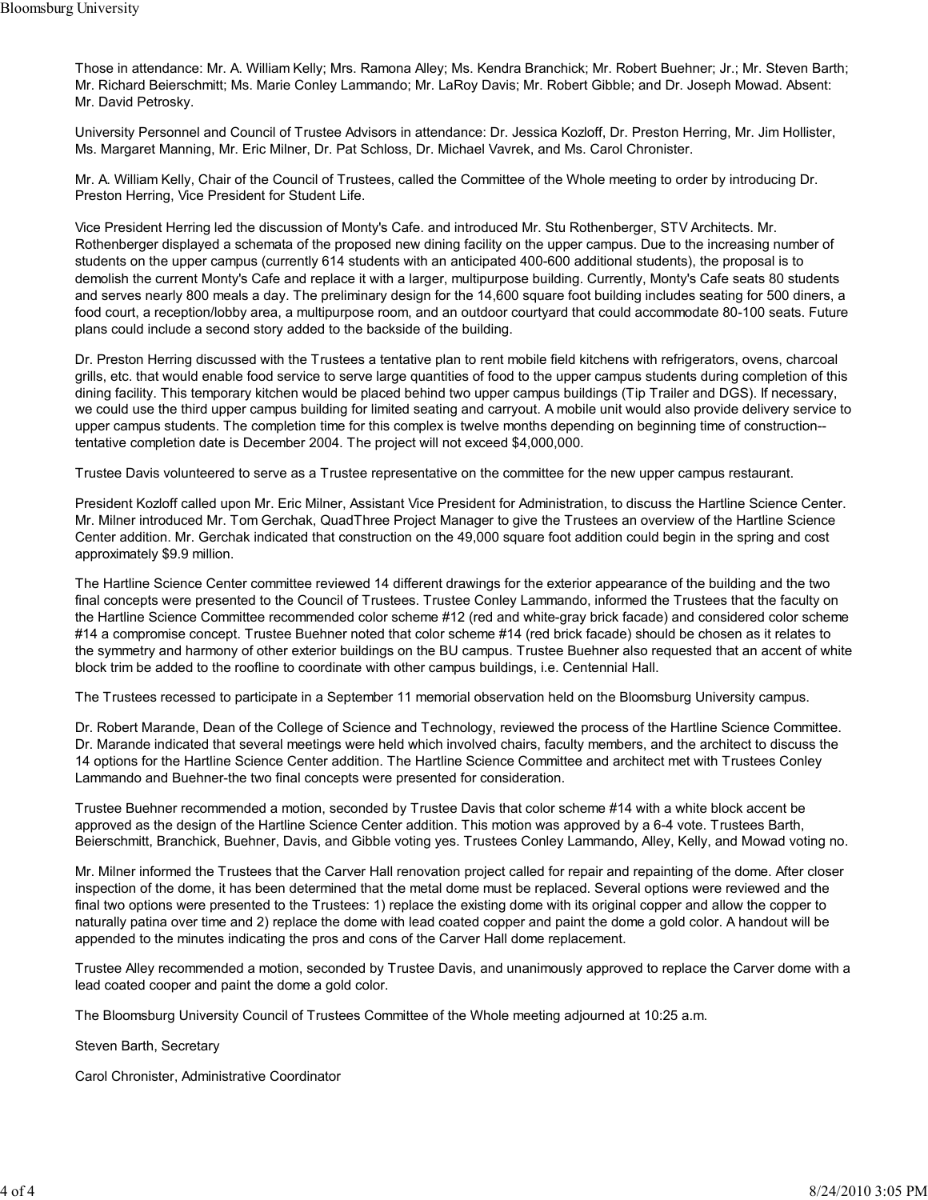Those in attendance: Mr. A. William Kelly; Mrs. Ramona Alley; Ms. Kendra Branchick; Mr. Robert Buehner; Jr.; Mr. Steven Barth; Mr. Richard Beierschmitt; Ms. Marie Conley Lammando; Mr. LaRoy Davis; Mr. Robert Gibble; and Dr. Joseph Mowad. Absent: Mr. David Petrosky.

University Personnel and Council of Trustee Advisors in attendance: Dr. Jessica Kozloff, Dr. Preston Herring, Mr. Jim Hollister, Ms. Margaret Manning, Mr. Eric Milner, Dr. Pat Schloss, Dr. Michael Vavrek, and Ms. Carol Chronister.

Mr. A. William Kelly, Chair of the Council of Trustees, called the Committee of the Whole meeting to order by introducing Dr. Preston Herring, Vice President for Student Life.

Vice President Herring led the discussion of Monty's Cafe. and introduced Mr. Stu Rothenberger, STV Architects. Mr. Rothenberger displayed a schemata of the proposed new dining facility on the upper campus. Due to the increasing number of students on the upper campus (currently 614 students with an anticipated 400-600 additional students), the proposal is to demolish the current Monty's Cafe and replace it with a larger, multipurpose building. Currently, Monty's Cafe seats 80 students and serves nearly 800 meals a day. The preliminary design for the 14,600 square foot building includes seating for 500 diners, a food court, a reception/lobby area, a multipurpose room, and an outdoor courtyard that could accommodate 80-100 seats. Future plans could include a second story added to the backside of the building.

Dr. Preston Herring discussed with the Trustees a tentative plan to rent mobile field kitchens with refrigerators, ovens, charcoal grills, etc. that would enable food service to serve large quantities of food to the upper campus students during completion of this dining facility. This temporary kitchen would be placed behind two upper campus buildings (Tip Trailer and DGS). If necessary, we could use the third upper campus building for limited seating and carryout. A mobile unit would also provide delivery service to upper campus students. The completion time for this complex is twelve months depending on beginning time of construction--tentative completion date is December 2004. The project will not exceed $4,000,000.

Trustee Davis volunteered to serve as a Trustee representative on the committee for the new upper campus restaurant.

President Kozloff called upon Mr. Eric Milner, Assistant Vice President for Administration, to discuss the Hartline Science Center. Mr. Milner introduced Mr. Tom Gerchak, QuadThree Project Manager to give the Trustees an overview of the Hartline Science Center addition. Mr. Gerchak indicated that construction on the 49,000 square foot addition could begin in the spring and cost approximately $9.9 million.

The Hartline Science Center committee reviewed 14 different drawings for the exterior appearance of the building and the two final concepts were presented to the Council of Trustees. Trustee Conley Lammando, informed the Trustees that the faculty on the Hartline Science Committee recommended color scheme #12 (red and white-gray brick facade) and considered color scheme #14 a compromise concept. Trustee Buehner noted that color scheme #14 (red brick facade) should be chosen as it relates to the symmetry and harmony of other exterior buildings on the BU campus. Trustee Buehner also requested that an accent of white block trim be added to the roofline to coordinate with other campus buildings, i.e. Centennial Hall.

The Trustees recessed to participate in a September 11 memorial observation held on the Bloomsburg University campus.

Dr. Robert Marande, Dean of the College of Science and Technology, reviewed the process of the Hartline Science Committee. Dr. Marande indicated that several meetings were held which involved chairs, faculty members, and the architect to discuss the 14 options for the Hartline Science Center addition. The Hartline Science Committee and architect met with Trustees Conley Lammando and Buehner-the two final concepts were presented for consideration.

Trustee Buehner recommended a motion, seconded by Trustee Davis that color scheme #14 with a white block accent be approved as the design of the Hartline Science Center addition. This motion was approved by a 6-4 vote. Trustees Barth, Beierschmitt, Branchick, Buehner, Davis, and Gibble voting yes. Trustees Conley Lammando, Alley, Kelly, and Mowad voting no.

Mr. Milner informed the Trustees that the Carver Hall renovation project called for repair and repainting of the dome. After closer inspection of the dome, it has been determined that the metal dome must be replaced. Several options were reviewed and the final two options were presented to the Trustees: 1) replace the existing dome with its original copper and allow the copper to naturally patina over time and 2) replace the dome with lead coated copper and paint the dome a gold color. A handout will be appended to the minutes indicating the pros and cons of the Carver Hall dome replacement.

Trustee Alley recommended a motion, seconded by Trustee Davis, and unanimously approved to replace the Carver dome with a lead coated cooper and paint the dome a gold color.

The Bloomsburg University Council of Trustees Committee of the Whole meeting adjourned at 10:25 a.m.

Steven Barth, Secretary

Carol Chronister, Administrative Coordinator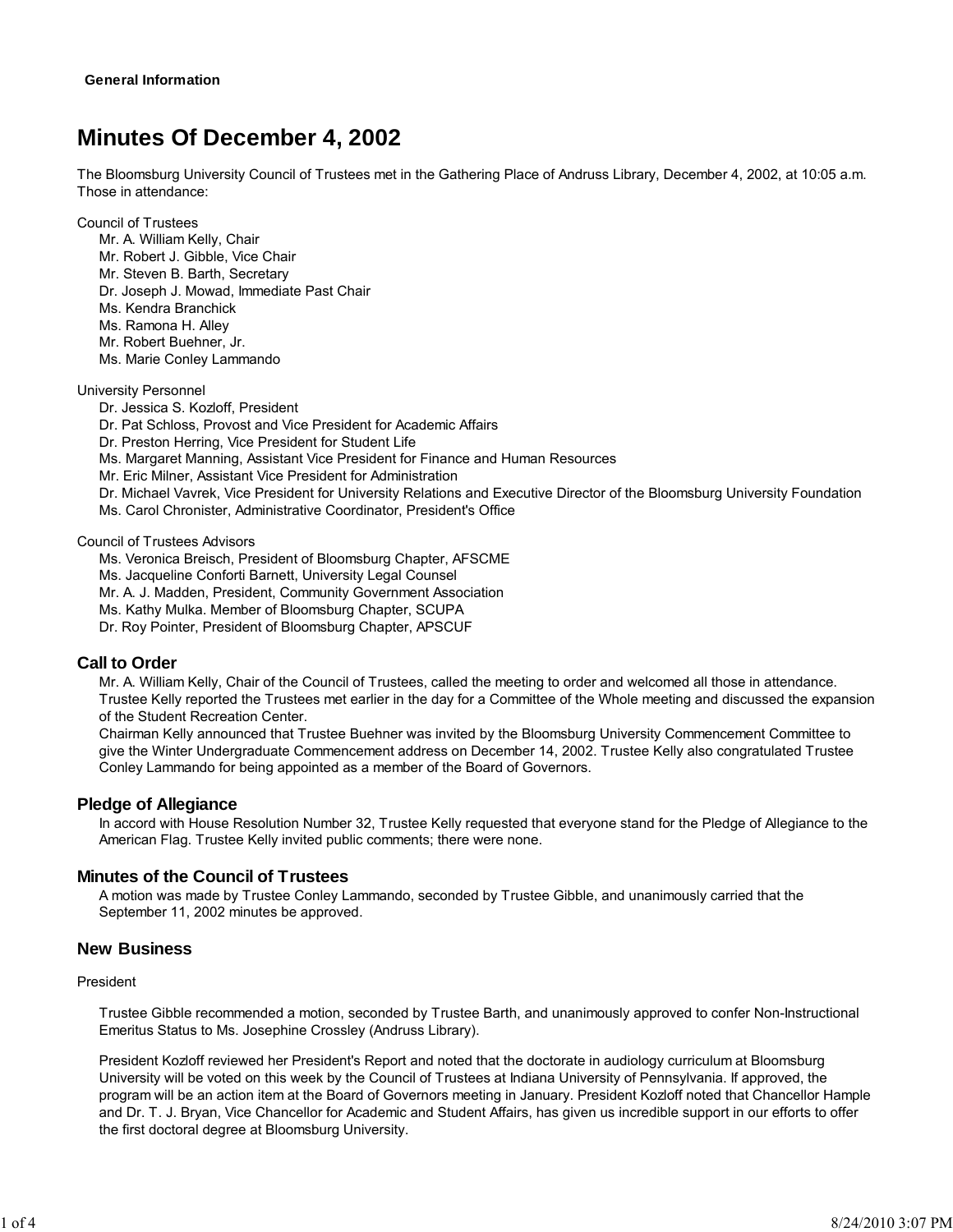General Information

# Minutes Of December 4, 2002

The Bloomsburg University Council of Trustees met in the Gathering Place of Andruss Library, December 4, 2002, at 10:05 a.m. Those in attendance:

Council of Trustees

- Mr. A. William Kelly, Chair
- Mr. Robert J. Gibble, Vice Chair
- Mr. Steven B. Barth, Secretary
- Dr. Joseph J. Mowad, Immediate Past Chair
- Ms. Kendra Branchick
- Ms. Ramona H. Alley
- Mr. Robert Buehner, Jr.
- Ms. Marie Conley Lammando

University Personnel

- Dr. Jessica S. Kozloff, President
- Dr. Pat Schloss, Provost and Vice President for Academic Affairs
- Dr. Preston Herring, Vice President for Student Life
- Ms. Margaret Manning, Assistant Vice President for Finance and Human Resources
- Mr. Eric Milner, Assistant Vice President for Administration
- Dr. Michael Vavrek, Vice President for University Relations and Executive Director of the Bloomsburg University Foundation
- Ms. Carol Chronister, Administrative Coordinator, President's Office

Council of Trustees Advisors

- Ms. Veronica Breisch, President of Bloomsburg Chapter, AFSCME
- Ms. Jacqueline Conforti Barnett, University Legal Counsel
- Mr. A. J. Madden, President, Community Government Association
- Ms. Kathy Mulka. Member of Bloomsburg Chapter, SCUPA
- Dr. Roy Pointer, President of Bloomsburg Chapter, APSCUF

## Call to Order

Mr. A. William Kelly, Chair of the Council of Trustees, called the meeting to order and welcomed all those in attendance. Trustee Kelly reported the Trustees met earlier in the day for a Committee of the Whole meeting and discussed the expansion of the Student Recreation Center.

Chairman Kelly announced that Trustee Buehner was invited by the Bloomsburg University Commencement Committee to give the Winter Undergraduate Commencement address on December 14, 2002. Trustee Kelly also congratulated Trustee Conley Lammando for being appointed as a member of the Board of Governors.

## Pledge of Allegiance

In accord with House Resolution Number 32, Trustee Kelly requested that everyone stand for the Pledge of Allegiance to the American Flag. Trustee Kelly invited public comments; there were none.

## Minutes of the Council of Trustees

A motion was made by Trustee Conley Lammando, seconded by Trustee Gibble, and unanimously carried that the September 11, 2002 minutes be approved.

## New Business

President

Trustee Gibble recommended a motion, seconded by Trustee Barth, and unanimously approved to confer Non-Instructional Emeritus Status to Ms. Josephine Crossley (Andruss Library).

President Kozloff reviewed her President's Report and noted that the doctorate in audiology curriculum at Bloomsburg University will be voted on this week by the Council of Trustees at Indiana University of Pennsylvania. If approved, the program will be an action item at the Board of Governors meeting in January. President Kozloff noted that Chancellor Hample and Dr. T. J. Bryan, Vice Chancellor for Academic and Student Affairs, has given us incredible support in our efforts to offer the first doctoral degree at Bloomsburg University.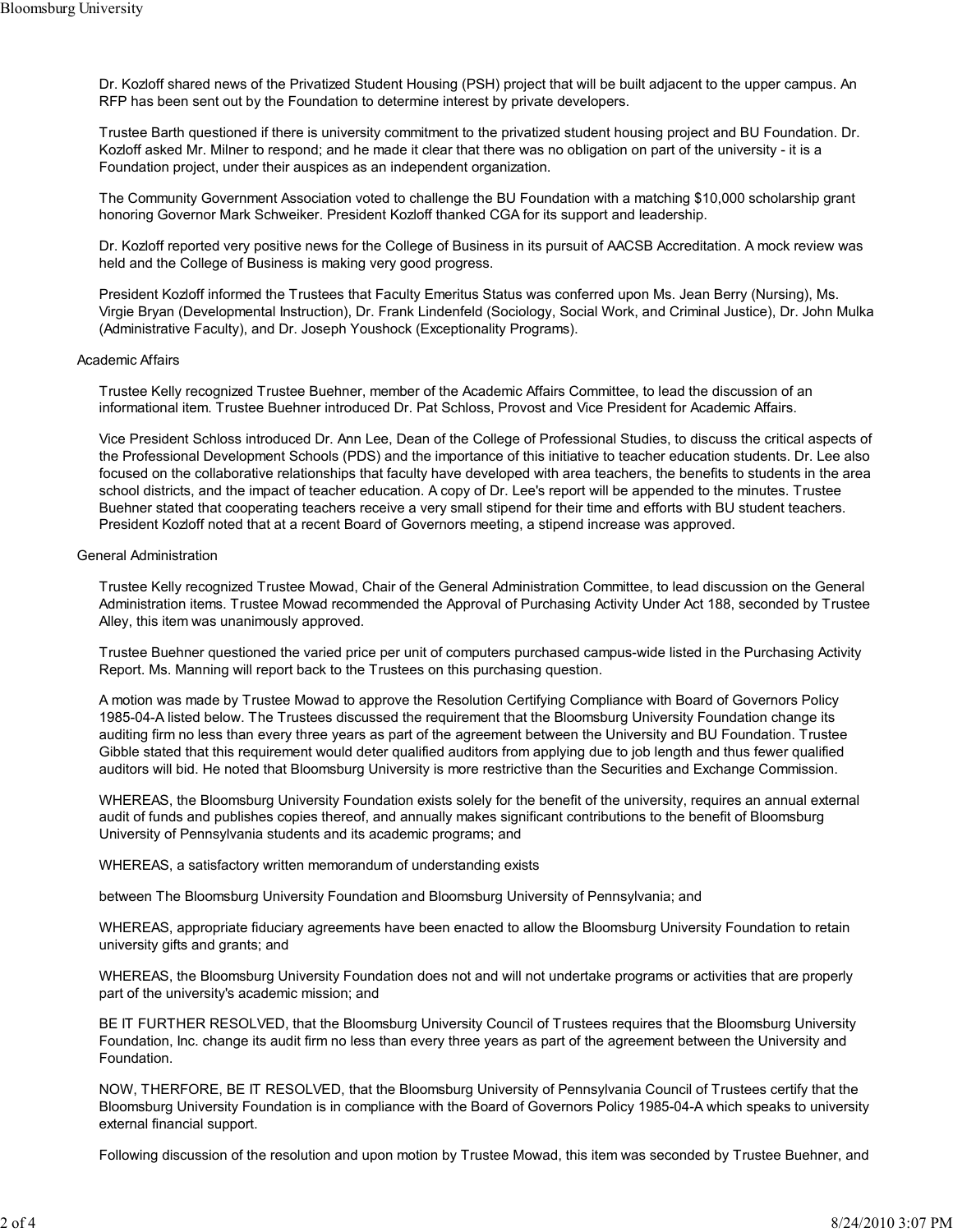Dr. Kozloff shared news of the Privatized Student Housing (PSH) project that will be built adjacent to the upper campus. An RFP has been sent out by the Foundation to determine interest by private developers.

Trustee Barth questioned if there is university commitment to the privatized student housing project and BU Foundation. Dr. Kozloff asked Mr. Milner to respond; and he made it clear that there was no obligation on part of the university - it is a Foundation project, under their auspices as an independent organization.

The Community Government Association voted to challenge the BU Foundation with a matching $10,000 scholarship grant honoring Governor Mark Schweiker. President Kozloff thanked CGA for its support and leadership.

Dr. Kozloff reported very positive news for the College of Business in its pursuit of AACSB Accreditation. A mock review was held and the College of Business is making very good progress.

President Kozloff informed the Trustees that Faculty Emeritus Status was conferred upon Ms. Jean Berry (Nursing), Ms. Virgie Bryan (Developmental Instruction), Dr. Frank Lindenfeld (Sociology, Social Work, and Criminal Justice), Dr. John Mulka (Administrative Faculty), and Dr. Joseph Youshock (Exceptionality Programs).

Academic Affairs

Trustee Kelly recognized Trustee Buehner, member of the Academic Affairs Committee, to lead the discussion of an informational item. Trustee Buehner introduced Dr. Pat Schloss, Provost and Vice President for Academic Affairs.

Vice President Schloss introduced Dr. Ann Lee, Dean of the College of Professional Studies, to discuss the critical aspects of the Professional Development Schools (PDS) and the importance of this initiative to teacher education students. Dr. Lee also focused on the collaborative relationships that faculty have developed with area teachers, the benefits to students in the area school districts, and the impact of teacher education. A copy of Dr. Lee's report will be appended to the minutes. Trustee Buehner stated that cooperating teachers receive a very small stipend for their time and efforts with BU student teachers. President Kozloff noted that at a recent Board of Governors meeting, a stipend increase was approved.

General Administration

Trustee Kelly recognized Trustee Mowad, Chair of the General Administration Committee, to lead discussion on the General Administration items. Trustee Mowad recommended the Approval of Purchasing Activity Under Act 188, seconded by Trustee Alley, this item was unanimously approved.

Trustee Buehner questioned the varied price per unit of computers purchased campus-wide listed in the Purchasing Activity Report. Ms. Manning will report back to the Trustees on this purchasing question.

A motion was made by Trustee Mowad to approve the Resolution Certifying Compliance with Board of Governors Policy 1985-04-A listed below. The Trustees discussed the requirement that the Bloomsburg University Foundation change its auditing firm no less than every three years as part of the agreement between the University and BU Foundation. Trustee Gibble stated that this requirement would deter qualified auditors from applying due to job length and thus fewer qualified auditors will bid. He noted that Bloomsburg University is more restrictive than the Securities and Exchange Commission.

WHEREAS, the Bloomsburg University Foundation exists solely for the benefit of the university, requires an annual external audit of funds and publishes copies thereof, and annually makes significant contributions to the benefit of Bloomsburg University of Pennsylvania students and its academic programs; and

WHEREAS, a satisfactory written memorandum of understanding exists

between The Bloomsburg University Foundation and Bloomsburg University of Pennsylvania; and

WHEREAS, appropriate fiduciary agreements have been enacted to allow the Bloomsburg University Foundation to retain university gifts and grants; and

WHEREAS, the Bloomsburg University Foundation does not and will not undertake programs or activities that are properly part of the university's academic mission; and

BE IT FURTHER RESOLVED, that the Bloomsburg University Council of Trustees requires that the Bloomsburg University Foundation, Inc. change its audit firm no less than every three years as part of the agreement between the University and Foundation.

NOW, THERFORE, BE IT RESOLVED, that the Bloomsburg University of Pennsylvania Council of Trustees certify that the Bloomsburg University Foundation is in compliance with the Board of Governors Policy 1985-04-A which speaks to university external financial support.

Following discussion of the resolution and upon motion by Trustee Mowad, this item was seconded by Trustee Buehner, and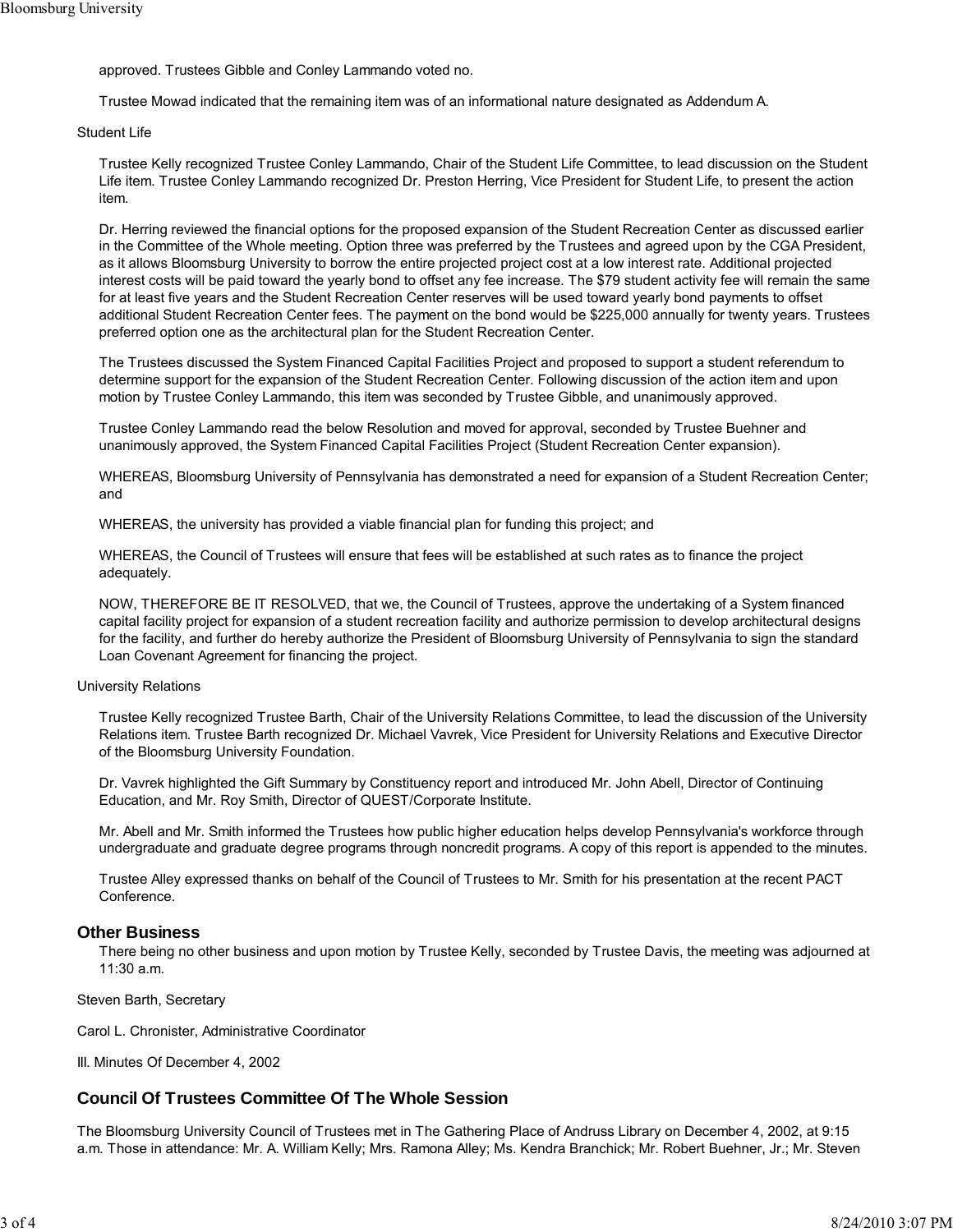approved. Trustees Gibble and Conley Lammando voted no.

Trustee Mowad indicated that the remaining item was of an informational nature designated as Addendum A.

Student Life

Trustee Kelly recognized Trustee Conley Lammando, Chair of the Student Life Committee, to lead discussion on the Student Life item. Trustee Conley Lammando recognized Dr. Preston Herring, Vice President for Student Life, to present the action item.

Dr. Herring reviewed the financial options for the proposed expansion of the Student Recreation Center as discussed earlier in the Committee of the Whole meeting. Option three was preferred by the Trustees and agreed upon by the CGA President, as it allows Bloomsburg University to borrow the entire projected project cost at a low interest rate. Additional projected interest costs will be paid toward the yearly bond to offset any fee increase. The $79 student activity fee will remain the same for at least five years and the Student Recreation Center reserves will be used toward yearly bond payments to offset additional Student Recreation Center fees. The payment on the bond would be $225,000 annually for twenty years. Trustees preferred option one as the architectural plan for the Student Recreation Center.

The Trustees discussed the System Financed Capital Facilities Project and proposed to support a student referendum to determine support for the expansion of the Student Recreation Center. Following discussion of the action item and upon motion by Trustee Conley Lammando, this item was seconded by Trustee Gibble, and unanimously approved.

Trustee Conley Lammando read the below Resolution and moved for approval, seconded by Trustee Buehner and unanimously approved, the System Financed Capital Facilities Project (Student Recreation Center expansion).

WHEREAS, Bloomsburg University of Pennsylvania has demonstrated a need for expansion of a Student Recreation Center; and

WHEREAS, the university has provided a viable financial plan for funding this project; and

WHEREAS, the Council of Trustees will ensure that fees will be established at such rates as to finance the project adequately.

NOW, THEREFORE BE IT RESOLVED, that we, the Council of Trustees, approve the undertaking of a System financed capital facility project for expansion of a student recreation facility and authorize permission to develop architectural designs for the facility, and further do hereby authorize the President of Bloomsburg University of Pennsylvania to sign the standard Loan Covenant Agreement for financing the project.

University Relations

Trustee Kelly recognized Trustee Barth, Chair of the University Relations Committee, to lead the discussion of the University Relations item. Trustee Barth recognized Dr. Michael Vavrek, Vice President for University Relations and Executive Director of the Bloomsburg University Foundation.

Dr. Vavrek highlighted the Gift Summary by Constituency report and introduced Mr. John Abell, Director of Continuing Education, and Mr. Roy Smith, Director of QUEST/Corporate Institute.

Mr. Abell and Mr. Smith informed the Trustees how public higher education helps develop Pennsylvania's workforce through undergraduate and graduate degree programs through noncredit programs. A copy of this report is appended to the minutes.

Trustee Alley expressed thanks on behalf of the Council of Trustees to Mr. Smith for his presentation at the recent PACT Conference.

## Other Business

There being no other business and upon motion by Trustee Kelly, seconded by Trustee Davis, the meeting was adjourned at 11:30 a.m.

Steven Barth, Secretary

Carol L. Chronister, Administrative Coordinator

III. Minutes Of December 4, 2002

## Council Of Trustees Committee Of The Whole Session

The Bloomsburg University Council of Trustees met in The Gathering Place of Andruss Library on December 4, 2002, at 9:15 a.m. Those in attendance: Mr. A. William Kelly; Mrs. Ramona Alley; Ms. Kendra Branchick; Mr. Robert Buehner, Jr.; Mr. Steven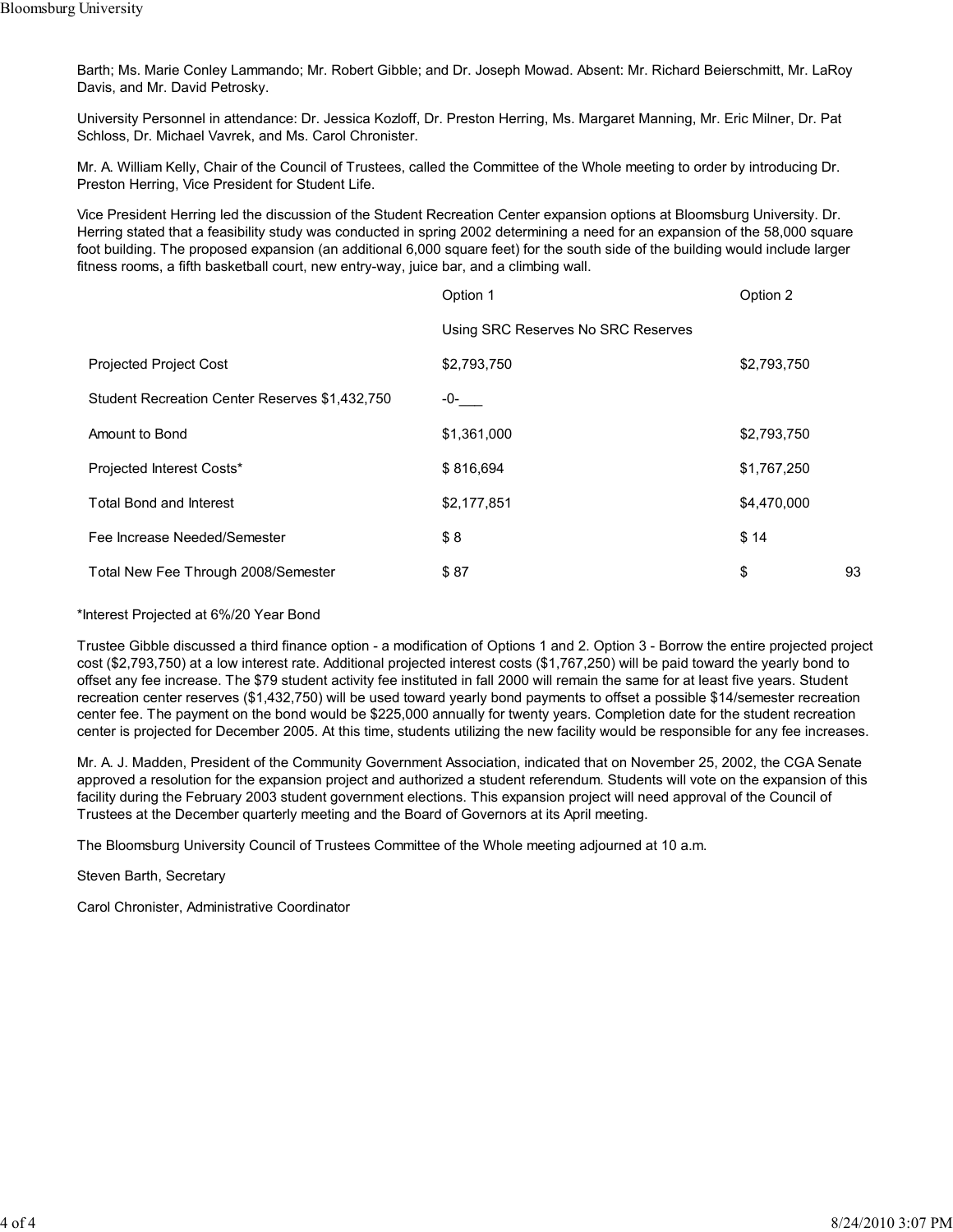Barth; Ms. Marie Conley Lammando; Mr. Robert Gibble; and Dr. Joseph Mowad. Absent: Mr. Richard Beierschmitt, Mr. LaRoy Davis, and Mr. David Petrosky.

University Personnel in attendance: Dr. Jessica Kozloff, Dr. Preston Herring, Ms. Margaret Manning, Mr. Eric Milner, Dr. Pat Schloss, Dr. Michael Vavrek, and Ms. Carol Chronister.

Mr. A. William Kelly, Chair of the Council of Trustees, called the Committee of the Whole meeting to order by introducing Dr. Preston Herring, Vice President for Student Life.

Vice President Herring led the discussion of the Student Recreation Center expansion options at Bloomsburg University. Dr. Herring stated that a feasibility study was conducted in spring 2002 determining a need for an expansion of the 58,000 square foot building. The proposed expansion (an additional 6,000 square feet) for the south side of the building would include larger fitness rooms, a fifth basketball court, new entry-way, juice bar, and a climbing wall.

| | Option 1 | Option 2 |
|---|---|---|
| | Using SRC Reserves No SRC Reserves | |
| Projected Project Cost | $2,793,750 | $2,793,750 |
| Student Recreation Center Reserves $1,432,750 | -0-___ | |
| Amount to Bond | $1,361,000 | $2,793,750 |
| Projected Interest Costs* | $ 816,694 | $1,767,250 |
| Total Bond and Interest | $2,177,851 | $4,470,000 |
| Fee Increase Needed/Semester | $ 8 | $ 14 |
| Total New Fee Through 2008/Semester | $ 87 | $ 93 |

*Interest Projected at 6%/20 Year Bond

Trustee Gibble discussed a third finance option - a modification of Options 1 and 2. Option 3 - Borrow the entire projected project cost ($2,793,750) at a low interest rate. Additional projected interest costs ($1,767,250) will be paid toward the yearly bond to offset any fee increase. The $79 student activity fee instituted in fall 2000 will remain the same for at least five years. Student recreation center reserves ($1,432,750) will be used toward yearly bond payments to offset a possible $14/semester recreation center fee. The payment on the bond would be $225,000 annually for twenty years. Completion date for the student recreation center is projected for December 2005. At this time, students utilizing the new facility would be responsible for any fee increases.

Mr. A. J. Madden, President of the Community Government Association, indicated that on November 25, 2002, the CGA Senate approved a resolution for the expansion project and authorized a student referendum. Students will vote on the expansion of this facility during the February 2003 student government elections. This expansion project will need approval of the Council of Trustees at the December quarterly meeting and the Board of Governors at its April meeting.

The Bloomsburg University Council of Trustees Committee of the Whole meeting adjourned at 10 a.m.

Steven Barth, Secretary

Carol Chronister, Administrative Coordinator